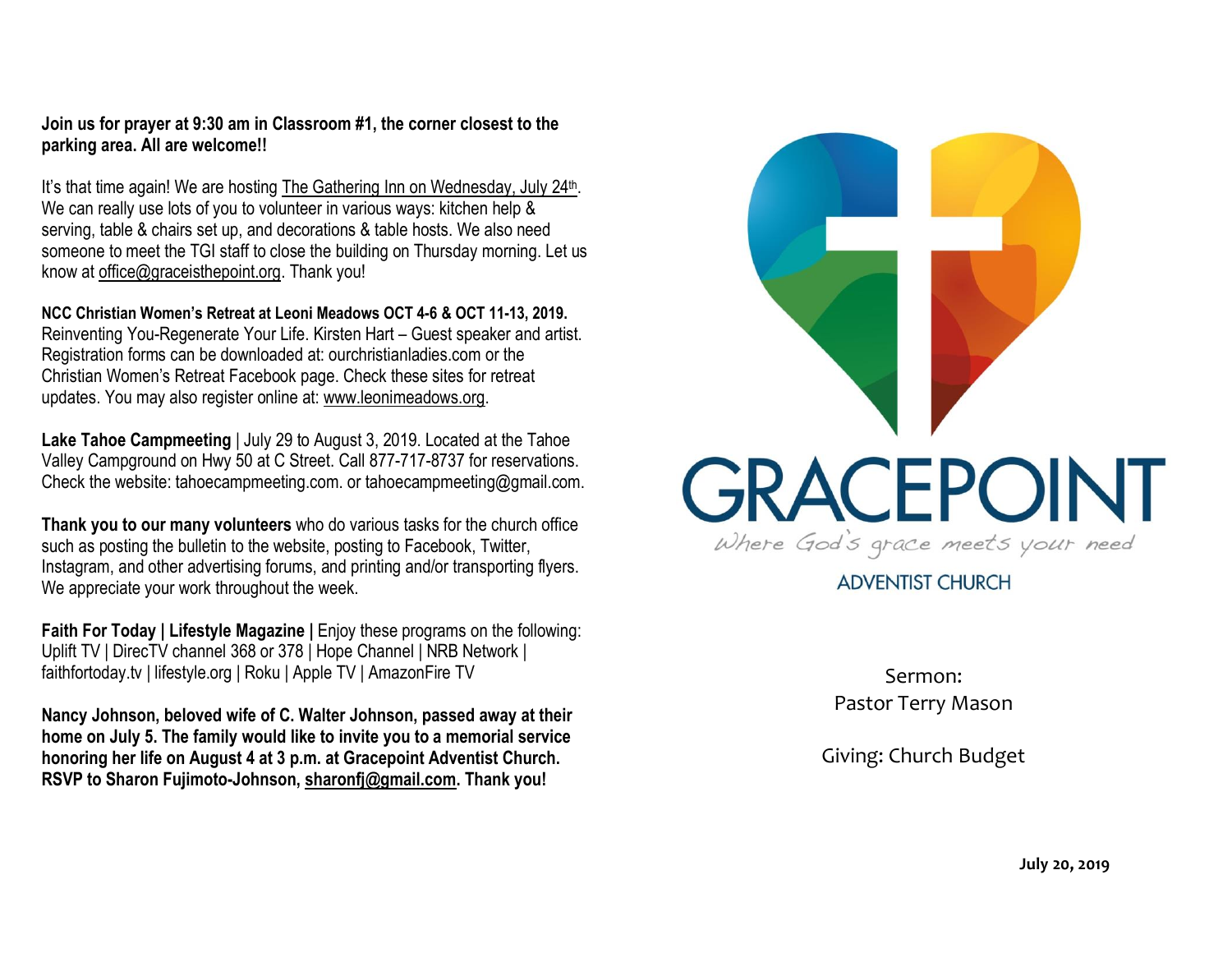**Join us for prayer at 9:30 am in Classroom #1, the corner closest to the parking area. All are welcome!!**

It's that time again! We are hosting The Gathering Inn on Wednesday, July 24th. We can really use lots of you to volunteer in various ways: kitchen help & serving, table & chairs set up, and decorations & table hosts. We also need someone to meet the TGI staff to close the building on Thursday morning. Let us know at office@graceisthepoint.org. Thank you!

**NCC Christian Women's Retreat at Leoni Meadows OCT 4-6 & OCT 11-13, 2019.** Reinventing You-Regenerate Your Life. Kirsten Hart – Guest speaker and artist. Registration forms can be downloaded at: ourchristianladies.com or the Christian Women's Retreat Facebook page. Check these sites for retreat updates. You may also register online at: www.leonimeadows.org.

**Lake Tahoe Campmeeting** | July 29 to August 3, 2019. Located at the Tahoe Valley Campground on Hwy 50 at C Street. Call 877-717-8737 for reservations. Check the website: tahoecampmeeting.com. or tahoecampmeeting@gmail.com.

**Thank you to our many volunteers** who do various tasks for the church office such as posting the bulletin to the website, posting to Facebook, Twitter, Instagram, and other advertising forums, and printing and/or transporting flyers. We appreciate your work throughout the week.

**Faith For Today | Lifestyle Magazine |** Enjoy these programs on the following: Uplift TV | DirecTV channel 368 or 378 | Hope Channel | NRB Network | faithfortoday.tv | lifestyle.org | Roku | Apple TV | AmazonFire TV

**Nancy Johnson, beloved wife of C. Walter Johnson, passed away at their home on July 5. The family would like to invite you to a memorial service honoring her life on August 4 at 3 p.m. at Gracepoint Adventist Church. RSVP to Sharon Fujimoto-Johnson, sharonfj@gmail.com. Thank you!**

# GRACEPOINT

*Where God's grace meets your need*

ADVENTIST CHURCH

Sermon:
Pastor Terry Mason

Giving: Church Budget

**July 20, 2019**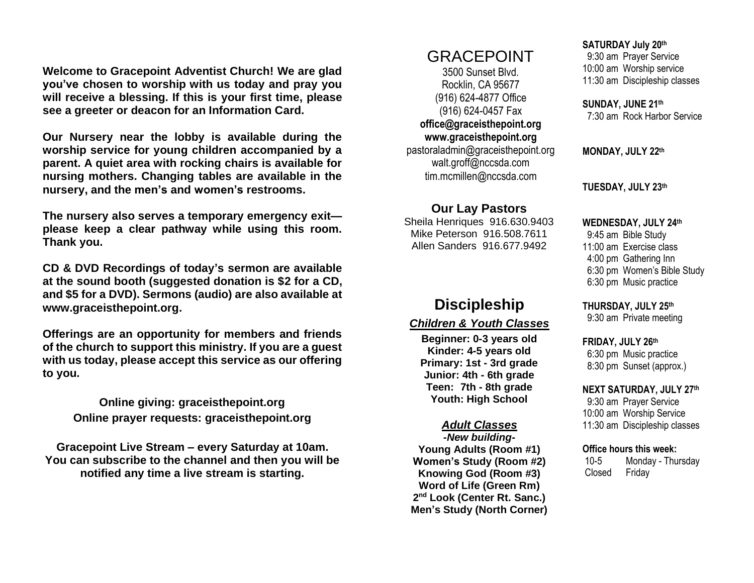**Welcome to Gracepoint Adventist Church! We are glad you've chosen to worship with us today and pray you will receive a blessing. If this is your first time, please see a greeter or deacon for an Information Card.**

**Our Nursery near the lobby is available during the worship service for young children accompanied by a parent. A quiet area with rocking chairs is available for nursing mothers. Changing tables are available in the nursery, and the men's and women's restrooms.**

**The nursery also serves a temporary emergency exit—please keep a clear pathway while using this room. Thank you.**

**CD & DVD Recordings of today's sermon are available at the sound booth (suggested donation is $2 for a CD, and $5 for a DVD). Sermons (audio) are also available at www.graceisthepoint.org.**

**Offerings are an opportunity for members and friends of the church to support this ministry. If you are a guest with us today, please accept this service as our offering to you.**

**Online giving: graceisthepoint.org**
**Online prayer requests: graceisthepoint.org**

**Gracepoint Live Stream – every Saturday at 10am. You can subscribe to the channel and then you will be notified any time a live stream is starting.**

# GRACEPOINT

3500 Sunset Blvd.
Rocklin, CA 95677
(916) 624-4877 Office
(916) 624-0457 Fax
**office@graceisthepoint.org**
**www.graceisthepoint.org**
pastoraladmin@graceisthepoint.org
walt.groff@nccsda.com
tim.mcmillen@nccsda.com

## Our Lay Pastors

Sheila Henriques 916.630.9403
Mike Peterson 916.508.7611
Allen Sanders 916.677.9492

## Discipleship

### *Children & Youth Classes*

**Beginner: 0-3 years old**
**Kinder: 4-5 years old**
**Primary: 1st - 3rd grade**
**Junior: 4th - 6th grade**
**Teen: 7th - 8th grade**
**Youth: High School**

### *Adult Classes*

***-New building-***
**Young Adults (Room #1)**
**Women's Study (Room #2)**
**Knowing God (Room #3)**
**Word of Life (Green Rm)**
**2nd Look (Center Rt. Sanc.)**
**Men's Study (North Corner)**

**SATURDAY July 20th**
9:30 am Prayer Service
10:00 am Worship service
11:30 am Discipleship classes

**SUNDAY, JUNE 21th**
7:30 am Rock Harbor Service

**MONDAY, JULY 22th**

**TUESDAY, JULY 23th**

**WEDNESDAY, JULY 24th**
9:45 am Bible Study
11:00 am Exercise class
4:00 pm Gathering Inn
6:30 pm Women's Bible Study
6:30 pm Music practice

**THURSDAY, JULY 25th**
9:30 am Private meeting

**FRIDAY, JULY 26th**
6:30 pm Music practice
8:30 pm Sunset (approx.)

**NEXT SATURDAY, JULY 27th**
9:30 am Prayer Service
10:00 am Worship Service
11:30 am Discipleship classes

**Office hours this week:**
10-5 Monday - Thursday
Closed Friday